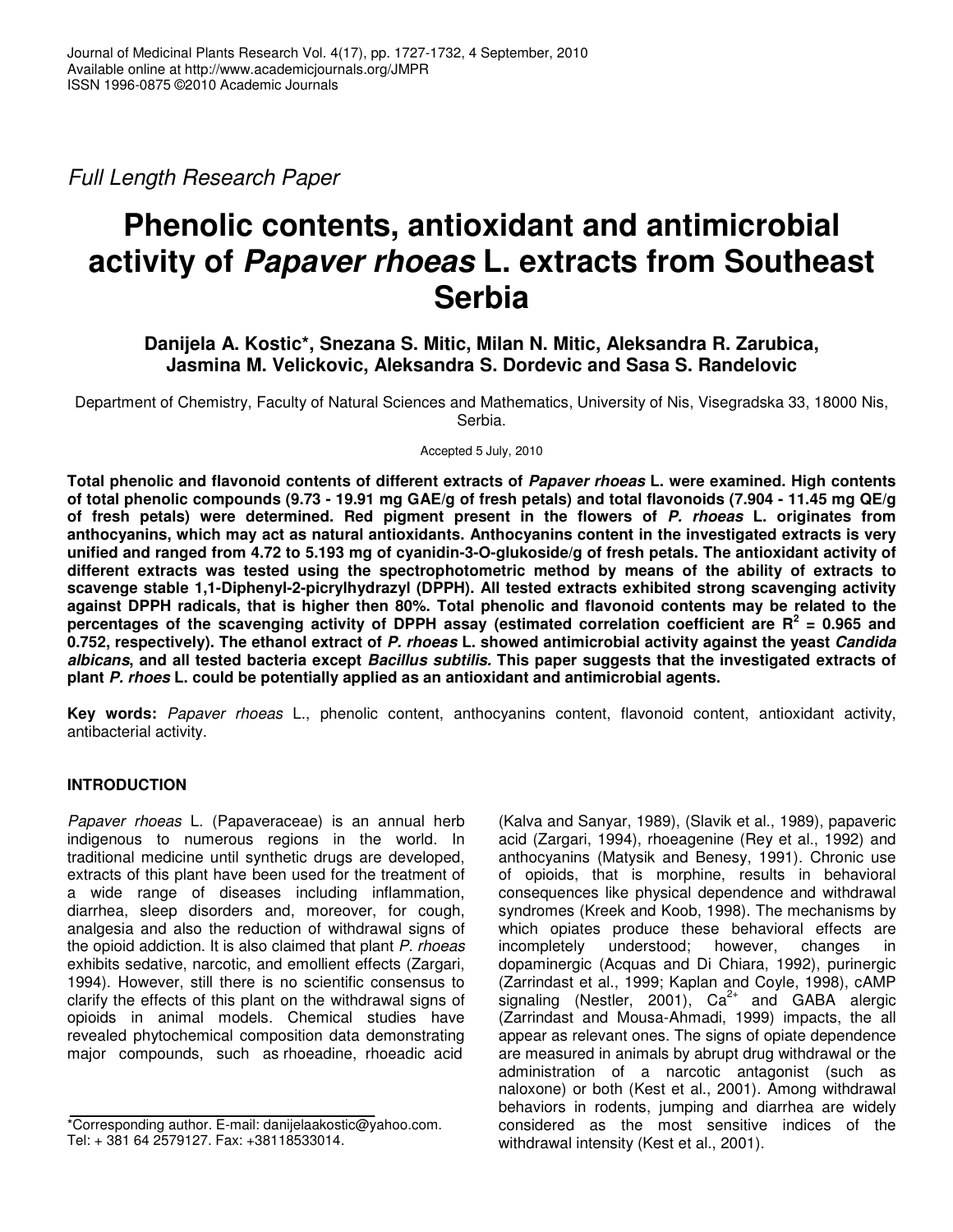Full Length Research Paper

# Phenolic contents, antioxidant and antimicrobial activity of *Papaver rhoeas* L. extracts from Southeast Serbia

**Danijela A. Kostic\*, Snezana S. Mitic, Milan N. Mitic, Aleksandra R. Zarubica, Jasmina M. Velickovic, Aleksandra S. Dordevic and Sasa S. Randelovic**

Department of Chemistry, Faculty of Natural Sciences and Mathematics, University of Nis, Visegradska 33, 18000 Nis, Serbia.

Accepted 5 July, 2010

**Total phenolic and flavonoid contents of different extracts of *Papaver rhoeas* L. were examined. High contents of total phenolic compounds (9.73 - 19.91 mg GAE/g of fresh petals) and total flavonoids (7.904 - 11.45 mg QE/g of fresh petals) were determined. Red pigment present in the flowers of *P. rhoeas* L. originates from anthocyanins, which may act as natural antioxidants. Anthocyanins content in the investigated extracts is very unified and ranged from 4.72 to 5.193 mg of cyanidin-3-O-glukoside/g of fresh petals. The antioxidant activity of different extracts was tested using the spectrophotometric method by means of the ability of extracts to scavenge stable 1,1-Diphenyl-2-picrylhydrazyl (DPPH). All tested extracts exhibited strong scavenging activity against DPPH radicals, that is higher then 80%. Total phenolic and flavonoid contents may be related to the percentages of the scavenging activity of DPPH assay (estimated correlation coefficient are $R^2$ = 0.965 and 0.752, respectively). The ethanol extract of *P. rhoeas* L. showed antimicrobial activity against the yeast *Candida albicans*, and all tested bacteria except *Bacillus subtilis.* This paper suggests that the investigated extracts of plant *P. rhoes* L. could be potentially applied as an antioxidant and antimicrobial agents.**

**Key words:** *Papaver rhoeas* L., phenolic content, anthocyanins content, flavonoid content, antioxidant activity, antibacterial activity.

## INTRODUCTION

*Papaver rhoeas* L. (Papaveraceae) is an annual herb indigenous to numerous regions in the world. In traditional medicine until synthetic drugs are developed, extracts of this plant have been used for the treatment of a wide range of diseases including inflammation, diarrhea, sleep disorders and, moreover, for cough, analgesia and also the reduction of withdrawal signs of the opioid addiction. It is also claimed that plant *P. rhoeas* exhibits sedative, narcotic, and emollient effects (Zargari, 1994). However, still there is no scientific consensus to clarify the effects of this plant on the withdrawal signs of opioids in animal models. Chemical studies have revealed phytochemical composition data demonstrating major compounds, such as rhoeadine, rhoeadic acid (Kalva and Sanyar, 1989), (Slavik et al., 1989), papaveric acid (Zargari, 1994), rhoeagenine (Rey et al., 1992) and anthocyanins (Matysik and Benesy, 1991). Chronic use of opioids, that is morphine, results in behavioral consequences like physical dependence and withdrawal syndromes (Kreek and Koob, 1998). The mechanisms by which opiates produce these behavioral effects are incompletely understood; however, changes in dopaminergic (Acquas and Di Chiara, 1992), purinergic (Zarrindast et al., 1999; Kaplan and Coyle, 1998), cAMP signaling (Nestler, 2001), $Ca^{2+}$ and GABA alergic (Zarrindast and Mousa-Ahmadi, 1999) impacts, the all appear as relevant ones. The signs of opiate dependence are measured in animals by abrupt drug withdrawal or the administration of a narcotic antagonist (such as naloxone) or both (Kest et al., 2001). Among withdrawal behaviors in rodents, jumping and diarrhea are widely considered as the most sensitive indices of the withdrawal intensity (Kest et al., 2001).

\*Corresponding author. E-mail: danijelaakostic@yahoo.com. Tel: + 381 64 2579127. Fax: +38118533014.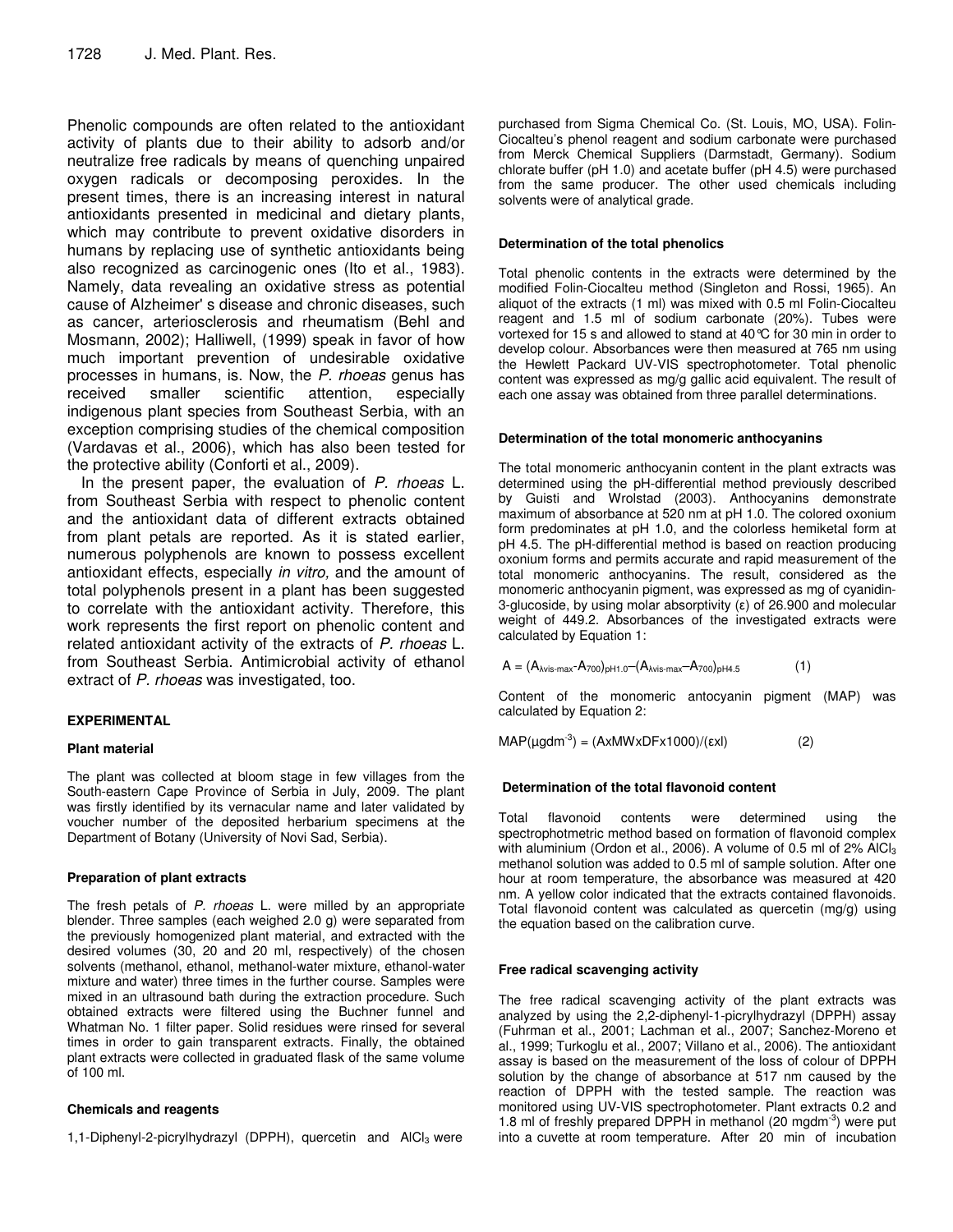Phenolic compounds are often related to the antioxidant activity of plants due to their ability to adsorb and/or neutralize free radicals by means of quenching unpaired oxygen radicals or decomposing peroxides. In the present times, there is an increasing interest in natural antioxidants presented in medicinal and dietary plants, which may contribute to prevent oxidative disorders in humans by replacing use of synthetic antioxidants being also recognized as carcinogenic ones (Ito et al., 1983). Namely, data revealing an oxidative stress as potential cause of Alzheimer' s disease and chronic diseases, such as cancer, arteriosclerosis and rheumatism (Behl and Mosmann, 2002); Halliwell, (1999) speak in favor of how much important prevention of undesirable oxidative processes in humans, is. Now, the *P. rhoeas* genus has received smaller scientific attention, especially indigenous plant species from Southeast Serbia, with an exception comprising studies of the chemical composition (Vardavas et al., 2006), which has also been tested for the protective ability (Conforti et al., 2009).

In the present paper, the evaluation of *P. rhoeas* L. from Southeast Serbia with respect to phenolic content and the antioxidant data of different extracts obtained from plant petals are reported. As it is stated earlier, numerous polyphenols are known to possess excellent antioxidant effects, especially *in vitro,* and the amount of total polyphenols present in a plant has been suggested to correlate with the antioxidant activity. Therefore, this work represents the first report on phenolic content and related antioxidant activity of the extracts of *P. rhoeas* L. from Southeast Serbia. Antimicrobial activity of ethanol extract of *P. rhoeas* was investigated, too.

## EXPERIMENTAL

### Plant material

The plant was collected at bloom stage in few villages from the South-eastern Cape Province of Serbia in July, 2009. The plant was firstly identified by its vernacular name and later validated by voucher number of the deposited herbarium specimens at the Department of Botany (University of Novi Sad, Serbia).

### Preparation of plant extracts

The fresh petals of *P. rhoeas* L. were milled by an appropriate blender. Three samples (each weighed 2.0 g) were separated from the previously homogenized plant material, and extracted with the desired volumes (30, 20 and 20 ml, respectively) of the chosen solvents (methanol, ethanol, methanol-water mixture, ethanol-water mixture and water) three times in the further course. Samples were mixed in an ultrasound bath during the extraction procedure. Such obtained extracts were filtered using the Buchner funnel and Whatman No. 1 filter paper. Solid residues were rinsed for several times in order to gain transparent extracts. Finally, the obtained plant extracts were collected in graduated flask of the same volume of 100 ml.

### Chemicals and reagents

1,1-Diphenyl-2-picrylhydrazyl (DPPH), quercetin and $AlCl_3$ were purchased from Sigma Chemical Co. (St. Louis, MO, USA). Folin-Ciocalteu's phenol reagent and sodium carbonate were purchased from Merck Chemical Suppliers (Darmstadt, Germany). Sodium chlorate buffer (pH 1.0) and acetate buffer (pH 4.5) were purchased from the same producer. The other used chemicals including solvents were of analytical grade.

### Determination of the total phenolics

Total phenolic contents in the extracts were determined by the modified Folin-Ciocalteu method (Singleton and Rossi, 1965). An aliquot of the extracts (1 ml) was mixed with 0.5 ml Folin-Ciocalteu reagent and 1.5 ml of sodium carbonate (20%). Tubes were vortexed for 15 s and allowed to stand at 40°C for 30 min in order to develop colour. Absorbances were then measured at 765 nm using the Hewlett Packard UV-VIS spectrophotometer. Total phenolic content was expressed as mg/g gallic acid equivalent. The result of each one assay was obtained from three parallel determinations.

### Determination of the total monomeric anthocyanins

The total monomeric anthocyanin content in the plant extracts was determined using the pH-differential method previously described by Guisti and Wrolstad (2003). Anthocyanins demonstrate maximum of absorbance at 520 nm at pH 1.0. The colored oxonium form predominates at pH 1.0, and the colorless hemiketal form at pH 4.5. The pH-differential method is based on reaction producing oxonium forms and permits accurate and rapid measurement of the total monomeric anthocyanins. The result, considered as the monomeric anthocyanin pigment, was expressed as mg of cyanidin-3-glucoside, by using molar absorptivity (ε) of 26.900 and molecular weight of 449.2. Absorbances of the investigated extracts were calculated by Equation 1:

$$A = (A_{\lambda vis\text{-}max} - A_{700})_{pH1.0} - (A_{\lambda vis\text{-}max} - A_{700})_{pH4.5} \qquad (1)$$

Content of the monomeric antocyanin pigment (MAP) was calculated by Equation 2:

$$MAP(\mu g dm^{-3}) = (A \times MW \times DF \times 1000)/(\varepsilon \times l) \qquad (2)$$

### Determination of the total flavonoid content

Total flavonoid contents were determined using the spectrophotometric method based on formation of flavonoid complex with aluminium (Ordon et al., 2006). A volume of 0.5 ml of 2% $AlCl_3$ methanol solution was added to 0.5 ml of sample solution. After one hour at room temperature, the absorbance was measured at 420 nm. A yellow color indicated that the extracts contained flavonoids. Total flavonoid content was calculated as quercetin (mg/g) using the equation based on the calibration curve.

### Free radical scavenging activity

The free radical scavenging activity of the plant extracts was analyzed by using the 2,2-diphenyl-1-picrylhydrazyl (DPPH) assay (Fuhrman et al., 2001; Lachman et al., 2007; Sanchez-Moreno et al., 1999; Turkoglu et al., 2007; Villano et al., 2006). The antioxidant assay is based on the measurement of the loss of colour of DPPH solution by the change of absorbance at 517 nm caused by the reaction of DPPH with the tested sample. The reaction was monitored using UV-VIS spectrophotometer. Plant extracts 0.2 and 1.8 ml of freshly prepared DPPH in methanol (20 $mg dm^{-3}$) were put into a cuvette at room temperature. After 20 min of incubation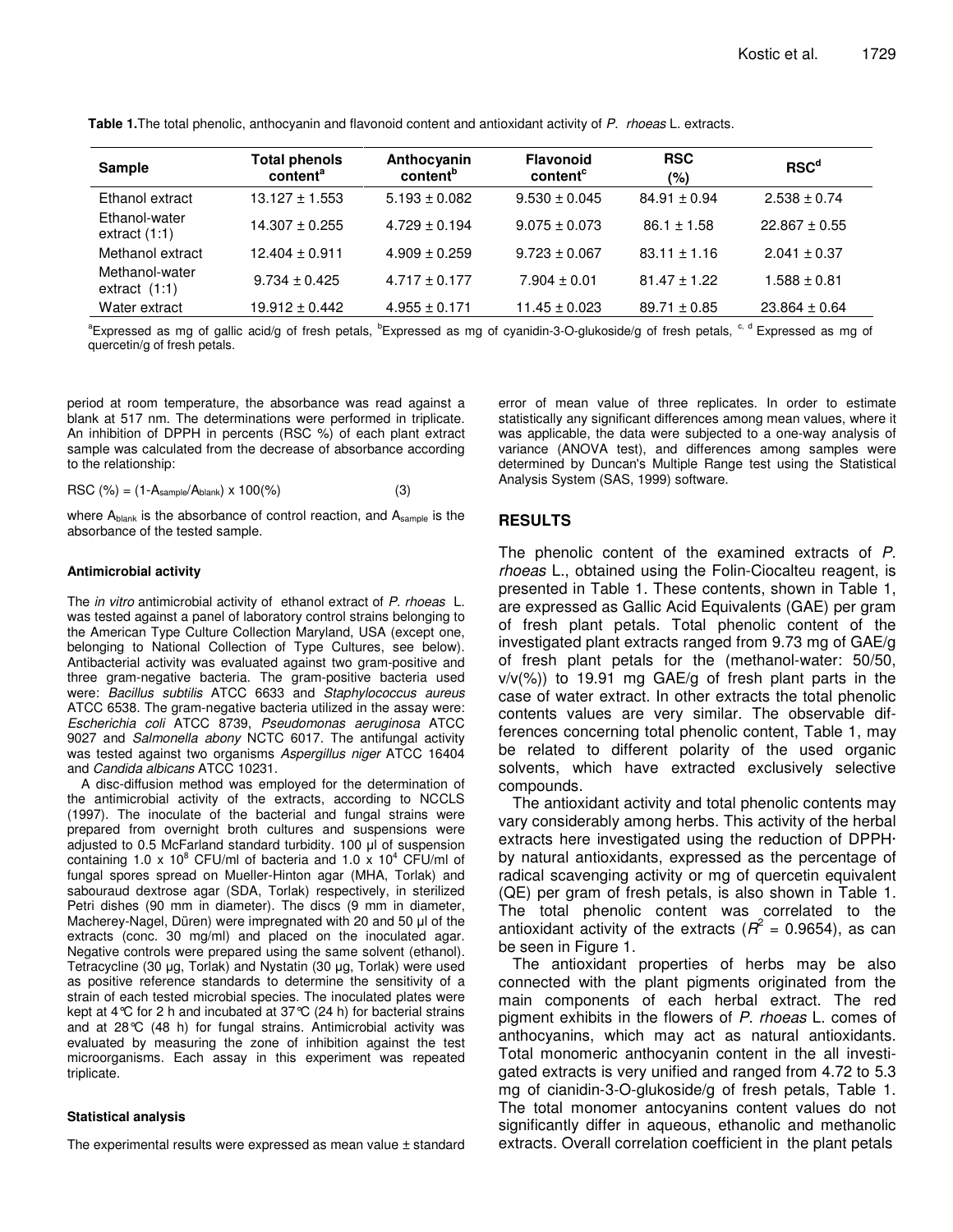**Table 1.** The total phenolic, anthocyanin and flavonoid content and antioxidant activity of *P. rhoeas* L. extracts.

| Sample | Total phenols content[a] | Anthocyanin content[b] | Flavonoid content[c] | RSC (%) | RSC[d] |
|---|---|---|---|---|---|
| Ethanol extract | 13.127 ± 1.553 | 5.193 ± 0.082 | 9.530 ± 0.045 | 84.91 ± 0.94 | 2.538 ± 0.74 |
| Ethanol-water extract (1:1) | 14.307 ± 0.255 | 4.729 ± 0.194 | 9.075 ± 0.073 | 86.1 ± 1.58 | 22.867 ± 0.55 |
| Methanol extract | 12.404 ± 0.911 | 4.909 ± 0.259 | 9.723 ± 0.067 | 83.11 ± 1.16 | 2.041 ± 0.37 |
| Methanol-water extract (1:1) | 9.734 ± 0.425 | 4.717 ± 0.177 | 7.904 ± 0.01 | 81.47 ± 1.22 | 1.588 ± 0.81 |
| Water extract | 19.912 ± 0.442 | 4.955 ± 0.171 | 11.45 ± 0.023 | 89.71 ± 0.85 | 23.864 ± 0.64 |

[a]Expressed as mg of gallic acid/g of fresh petals, [b]Expressed as mg of cyanidin-3-O-glukoside/g of fresh petals, [c, d] Expressed as mg of quercetin/g of fresh petals.

period at room temperature, the absorbance was read against a blank at 517 nm. The determinations were performed in triplicate. An inhibition of DPPH in percents (RSC %) of each plant extract sample was calculated from the decrease of absorbance according to the relationship:

$$RSC\ (\%) = (1 - A_{sample}/A_{blank}) \times 100(\%) \quad (3)$$

where $A_{blank}$ is the absorbance of control reaction, and $A_{sample}$ is the absorbance of the tested sample.

#### Antimicrobial activity

The *in vitro* antimicrobial activity of ethanol extract of *P. rhoeas* L. was tested against a panel of laboratory control strains belonging to the American Type Culture Collection Maryland, USA (except one, belonging to National Collection of Type Cultures, see below). Antibacterial activity was evaluated against two gram-positive and three gram-negative bacteria. The gram-positive bacteria used were: *Bacillus subtilis* ATCC 6633 and *Staphylococcus aureus* ATCC 6538. The gram-negative bacteria utilized in the assay were: *Escherichia coli* ATCC 8739, *Pseudomonas aeruginosa* ATCC 9027 and *Salmonella abony* NCTC 6017. The antifungal activity was tested against two organisms *Aspergillus niger* ATCC 16404 and *Candida albicans* ATCC 10231.

A disc-diffusion method was employed for the determination of the antimicrobial activity of the extracts, according to NCCLS (1997). The inoculate of the bacterial and fungal strains were prepared from overnight broth cultures and suspensions were adjusted to 0.5 McFarland standard turbidity. 100 µl of suspension containing $1.0 \times 10^8$ CFU/ml of bacteria and $1.0 \times 10^4$ CFU/ml of fungal spores spread on Mueller-Hinton agar (MHA, Torlak) and sabouraud dextrose agar (SDA, Torlak) respectively, in sterilized Petri dishes (90 mm in diameter). The discs (9 mm in diameter, Macherey-Nagel, Düren) were impregnated with 20 and 50 µl of the extracts (conc. 30 mg/ml) and placed on the inoculated agar. Negative controls were prepared using the same solvent (ethanol). Tetracycline (30 µg, Torlak) and Nystatin (30 µg, Torlak) were used as positive reference standards to determine the sensitivity of a strain of each tested microbial species. The inoculated plates were kept at 4°C for 2 h and incubated at 37°C (24 h) for bacterial strains and at 28°C (48 h) for fungal strains. Antimicrobial activity was evaluated by measuring the zone of inhibition against the test microorganisms. Each assay in this experiment was repeated triplicate.

#### Statistical analysis

The experimental results were expressed as mean value ± standard error of mean value of three replicates. In order to estimate statistically any significant differences among mean values, where it was applicable, the data were subjected to a one-way analysis of variance (ANOVA test), and differences among samples were determined by Duncan's Multiple Range test using the Statistical Analysis System (SAS, 1999) software.

## RESULTS

The phenolic content of the examined extracts of *P. rhoeas* L., obtained using the Folin-Ciocalteu reagent, is presented in Table 1. These contents, shown in Table 1, are expressed as Gallic Acid Equivalents (GAE) per gram of fresh plant petals. Total phenolic content of the investigated plant extracts ranged from 9.73 mg of GAE/g of fresh plant petals for the (methanol-water: 50/50, v/v(%)) to 19.91 mg GAE/g of fresh plant parts in the case of water extract. In other extracts the total phenolic contents values are very similar. The observable differences concerning total phenolic content, Table 1, may be related to different polarity of the used organic solvents, which have extracted exclusively selective compounds.

The antioxidant activity and total phenolic contents may vary considerably among herbs. This activity of the herbal extracts here investigated using the reduction of DPPH· by natural antioxidants, expressed as the percentage of radical scavenging activity or mg of quercetin equivalent (QE) per gram of fresh petals, is also shown in Table 1. The total phenolic content was correlated to the antioxidant activity of the extracts ($R^2 = 0.9654$), as can be seen in Figure 1.

The antioxidant properties of herbs may be also connected with the plant pigments originated from the main components of each herbal extract. The red pigment exhibits in the flowers of *P. rhoeas* L. comes of anthocyanins, which may act as natural antioxidants. Total monomeric anthocyanin content in the all investigated extracts is very unified and ranged from 4.72 to 5.3 mg of cianidin-3-O-glukoside/g of fresh petals, Table 1. The total monomer antocyanins content values do not significantly differ in aqueous, ethanolic and methanolic extracts. Overall correlation coefficient in the plant petals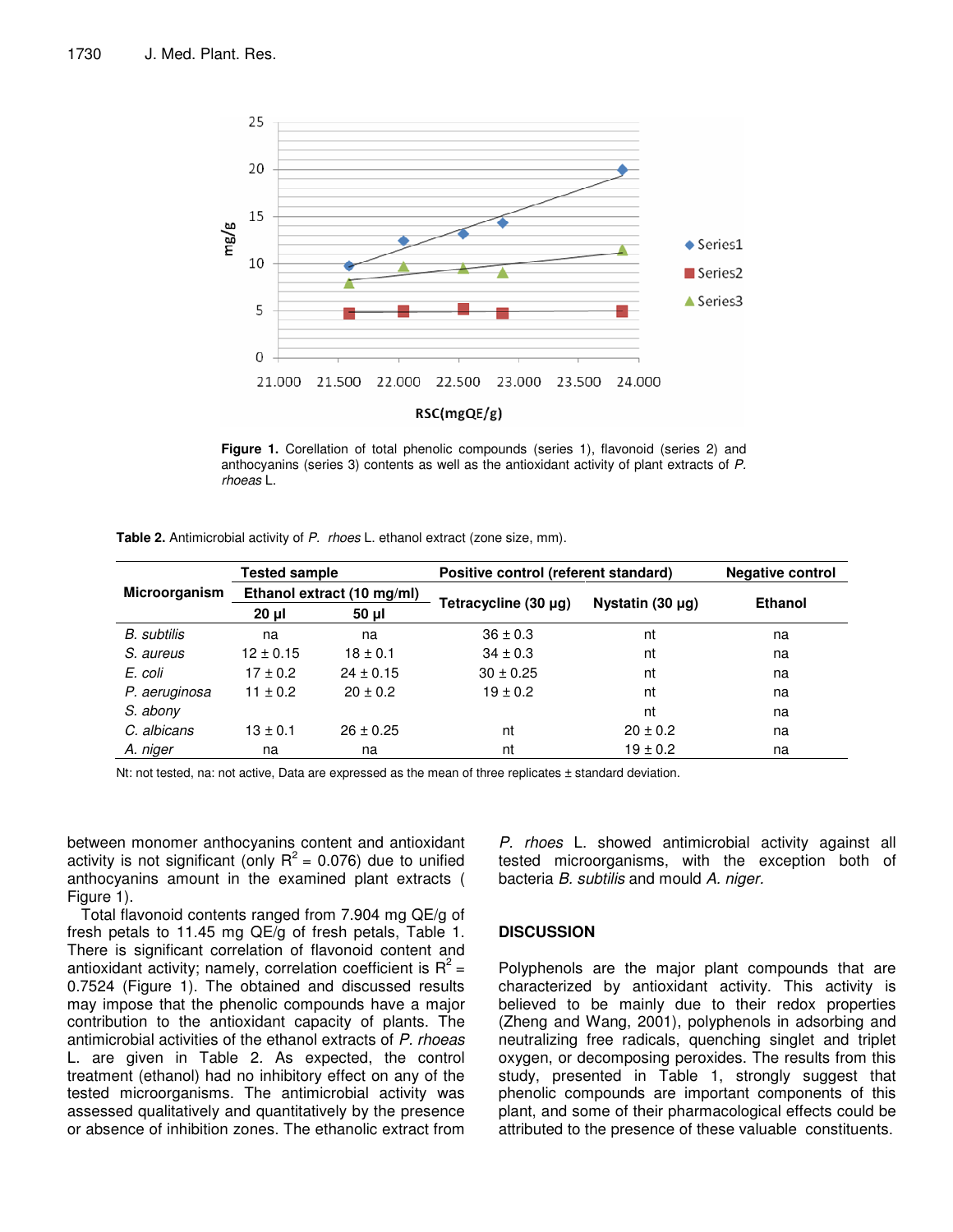**Figure 1.** Corellation of total phenolic compounds (series 1), flavonoid (series 2) and anthocyanins (series 3) contents as well as the antioxidant activity of plant extracts of *P. rhoeas* L.

**Table 2.** Antimicrobial activity of *P. rhoes* L. ethanol extract (zone size, mm).

| Microorganism | Tested sample | | Positive control (referent standard) | | Negative control |
|---|---|---|---|---|---|
| | Ethanol extract (10 mg/ml) | | Tetracycline (30 µg) | Nystatin (30 µg) | Ethanol |
| | 20 µl | 50 µl | | | |
| *B. subtilis* | na | na | 36 ± 0.3 | nt | na |
| *S. aureus* | 12 ± 0.15 | 18 ± 0.1 | 34 ± 0.3 | nt | na |
| *E. coli* | 17 ± 0.2 | 24 ± 0.15 | 30 ± 0.25 | nt | na |
| *P. aeruginosa* | 11 ± 0.2 | 20 ± 0.2 | 19 ± 0.2 | nt | na |
| *S. abony* | | | | nt | na |
| *C. albicans* | 13 ± 0.1 | 26 ± 0.25 | nt | 20 ± 0.2 | na |
| *A. niger* | na | na | nt | 19 ± 0.2 | na |

Nt: not tested, na: not active, Data are expressed as the mean of three replicates ± standard deviation.

between monomer anthocyanins content and antioxidant activity is not significant (only $R^2$ = 0.076) due to unified anthocyanins amount in the examined plant extracts ( Figure 1).

Total flavonoid contents ranged from 7.904 mg QE/g of fresh petals to 11.45 mg QE/g of fresh petals, Table 1. There is significant correlation of flavonoid content and antioxidant activity; namely, correlation coefficient is $R^2$ = 0.7524 (Figure 1). The obtained and discussed results may impose that the phenolic compounds have a major contribution to the antioxidant capacity of plants. The antimicrobial activities of the ethanol extracts of *P. rhoeas* L. are given in Table 2. As expected, the control treatment (ethanol) had no inhibitory effect on any of the tested microorganisms. The antimicrobial activity was assessed qualitatively and quantitatively by the presence or absence of inhibition zones. The ethanolic extract from *P. rhoes* L. showed antimicrobial activity against all tested microorganisms, with the exception both of bacteria *B. subtilis* and mould *A. niger.*

## DISCUSSION

Polyphenols are the major plant compounds that are characterized by antioxidant activity. This activity is believed to be mainly due to their redox properties (Zheng and Wang, 2001), polyphenols in adsorbing and neutralizing free radicals, quenching singlet and triplet oxygen, or decomposing peroxides. The results from this study, presented in Table 1, strongly suggest that phenolic compounds are important components of this plant, and some of their pharmacological effects could be attributed to the presence of these valuable constituents.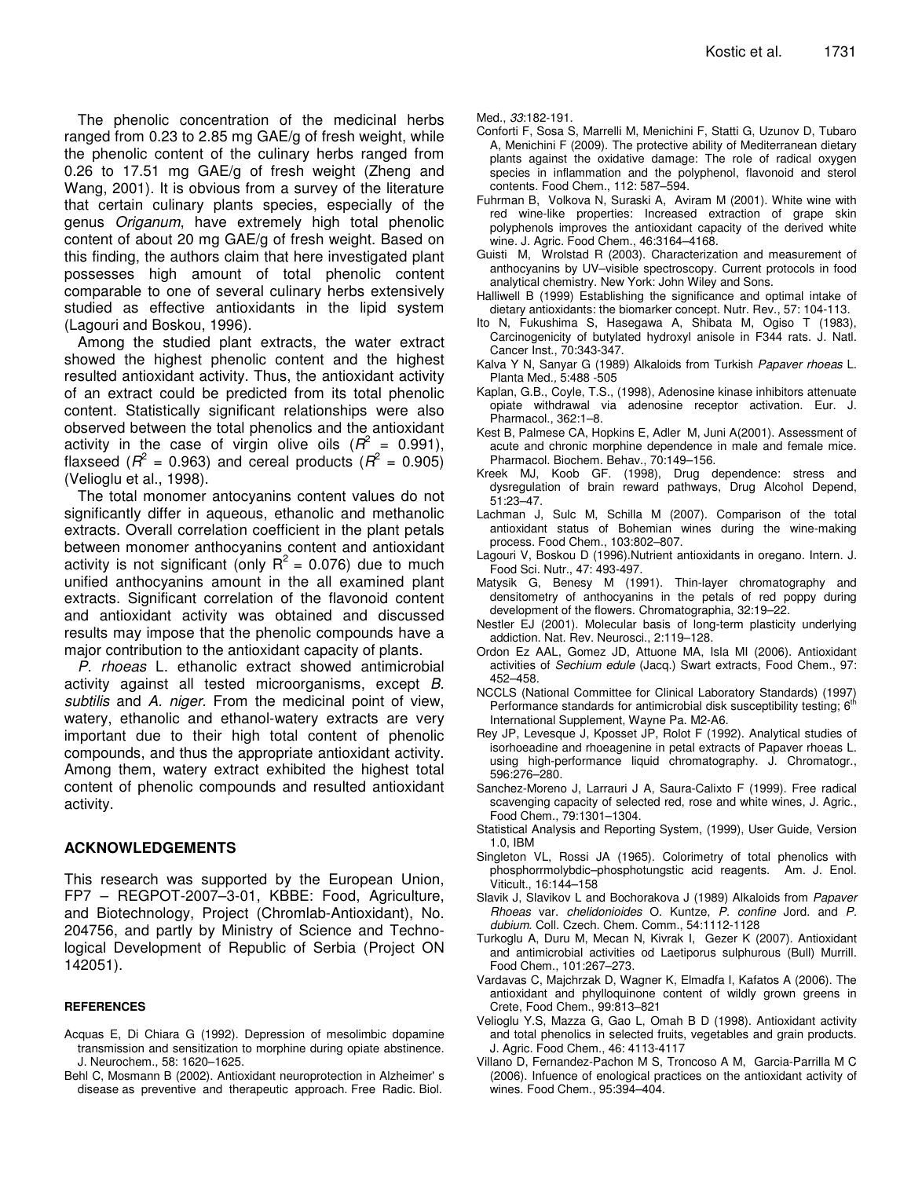The phenolic concentration of the medicinal herbs ranged from 0.23 to 2.85 mg GAE/g of fresh weight, while the phenolic content of the culinary herbs ranged from 0.26 to 17.51 mg GAE/g of fresh weight (Zheng and Wang, 2001). It is obvious from a survey of the literature that certain culinary plants species, especially of the genus *Origanum*, have extremely high total phenolic content of about 20 mg GAE/g of fresh weight. Based on this finding, the authors claim that here investigated plant possesses high amount of total phenolic content comparable to one of several culinary herbs extensively studied as effective antioxidants in the lipid system (Lagouri and Boskou, 1996).

Among the studied plant extracts, the water extract showed the highest phenolic content and the highest resulted antioxidant activity. Thus, the antioxidant activity of an extract could be predicted from its total phenolic content. Statistically significant relationships were also observed between the total phenolics and the antioxidant activity in the case of virgin olive oils ($R^2$ = 0.991), flaxseed ($R^2$ = 0.963) and cereal products ($R^2$ = 0.905) (Velioglu et al., 1998).

The total monomer antocyanins content values do not significantly differ in aqueous, ethanolic and methanolic extracts. Overall correlation coefficient in the plant petals between monomer anthocyanins content and antioxidant activity is not significant (only $R^2$ = 0.076) due to much unified anthocyanins amount in the all examined plant extracts. Significant correlation of the flavonoid content and antioxidant activity was obtained and discussed results may impose that the phenolic compounds have a major contribution to the antioxidant capacity of plants.

*P. rhoeas* L. ethanolic extract showed antimicrobial activity against all tested microorganisms, except *B. subtilis* and *A. niger*. From the medicinal point of view, watery, ethanolic and ethanol-watery extracts are very important due to their high total content of phenolic compounds, and thus the appropriate antioxidant activity. Among them, watery extract exhibited the highest total content of phenolic compounds and resulted antioxidant activity.

## ACKNOWLEDGEMENTS

This research was supported by the European Union, FP7 – REGPOT-2007–3-01, KBBE: Food, Agriculture, and Biotechnology, Project (Chromlab-Antioxidant), No. 204756, and partly by Ministry of Science and Technological Development of Republic of Serbia (Project ON 142051).

## REFERENCES

Acquas E, Di Chiara G (1992). Depression of mesolimbic dopamine transmission and sensitization to morphine during opiate abstinence. J. Neurochem., 58: 1620–1625.

Behl C, Mosmann B (2002). Antioxidant neuroprotection in Alzheimer' s disease as preventive and therapeutic approach. Free Radic. Biol. Med., *33*:182-191.

Conforti F, Sosa S, Marrelli M, Menichini F, Statti G, Uzunov D, Tubaro A, Menichini F (2009). The protective ability of Mediterranean dietary plants against the oxidative damage: The role of radical oxygen species in inflammation and the polyphenol, flavonoid and sterol contents. Food Chem., 112: 587–594.

Fuhrman B, Volkova N, Suraski A, Aviram M (2001). White wine with red wine-like properties: Increased extraction of grape skin polyphenols improves the antioxidant capacity of the derived white wine. J. Agric. Food Chem., 46:3164–4168.

Guisti M, Wrolstad R (2003). Characterization and measurement of anthocyanins by UV–visible spectroscopy. Current protocols in food analytical chemistry. New York: John Wiley and Sons.

Halliwell B (1999) Establishing the significance and optimal intake of dietary antioxidants: the biomarker concept. Nutr. Rev., 57: 104-113.

Ito N, Fukushima S, Hasegawa A, Shibata M, Ogiso T (1983), Carcinogenicity of butylated hydroxyl anisole in F344 rats. J. Natl. Cancer Inst., 70:343-347.

Kalva Y N, Sanyar G (1989) Alkaloids from Turkish *Papaver rhoeas* L. Planta Med., 5:488 -505

Kaplan, G.B., Coyle, T.S., (1998), Adenosine kinase inhibitors attenuate opiate withdrawal via adenosine receptor activation. Eur. J. Pharmacol., 362:1–8.

Kest B, Palmese CA, Hopkins E, Adler M, Juni A(2001). Assessment of acute and chronic morphine dependence in male and female mice. Pharmacol. Biochem. Behav., 70:149–156.

Kreek MJ, Koob GF. (1998), Drug dependence: stress and dysregulation of brain reward pathways, Drug Alcohol Depend, 51:23–47.

Lachman J, Sulc M, Schilla M (2007). Comparison of the total antioxidant status of Bohemian wines during the wine-making process. Food Chem., 103:802–807.

Lagouri V, Boskou D (1996).Nutrient antioxidants in oregano. Intern. J. Food Sci. Nutr., 47: 493-497.

Matysik G, Benesy M (1991). Thin-layer chromatography and densitometry of anthocyanins in the petals of red poppy during development of the flowers. Chromatographia, 32:19–22.

Nestler EJ (2001). Molecular basis of long-term plasticity underlying addiction. Nat. Rev. Neurosci., 2:119–128.

Ordon Ez AAL, Gomez JD, Attuone MA, Isla MI (2006). Antioxidant activities of *Sechium edule* (Jacq.) Swart extracts, Food Chem., 97: 452–458.

NCCLS (National Committee for Clinical Laboratory Standards) (1997) Performance standards for antimicrobial disk susceptibility testing; 6th International Supplement, Wayne Pa. M2-A6.

Rey JP, Levesque J, Kposset JP, Rolot F (1992). Analytical studies of isorhoeadine and rhoeagenine in petal extracts of Papaver rhoeas L. using high-performance liquid chromatography. J. Chromatogr., 596:276–280.

Sanchez-Moreno J, Larrauri J A, Saura-Calixto F (1999). Free radical scavenging capacity of selected red, rose and white wines, J. Agric., Food Chem., 79:1301–1304.

Statistical Analysis and Reporting System, (1999), User Guide, Version 1.0, IBM

Singleton VL, Rossi JA (1965). Colorimetry of total phenolics with phosphorrmolybdic–phosphotungstic acid reagents. Am. J. Enol. Viticult., 16:144–158

Slavik J, Slavikov L and Bochorakova J (1989) Alkaloids from *Papaver Rhoeas* var. *chelidonioides* O. Kuntze, *P. confine* Jord. and *P. dubium*. Coll. Czech. Chem. Comm., 54:1112-1128

Turkoglu A, Duru M, Mecan N, Kivrak I, Gezer K (2007). Antioxidant and antimicrobial activities od Laetiporus sulphurous (Bull) Murrill. Food Chem., 101:267–273.

Vardavas C, Majchrzak D, Wagner K, Elmadfa I, Kafatos A (2006). The antioxidant and phylloquinone content of wildly grown greens in Crete, Food Chem., 99:813–821

Velioglu Y.S, Mazza G, Gao L, Omah B D (1998). Antioxidant activity and total phenolics in selected fruits, vegetables and grain products. J. Agric. Food Chem., 46: 4113-4117

Villano D, Fernandez-Pachon M S, Troncoso A M, Garcia-Parrilla M C (2006). Infuence of enological practices on the antioxidant activity of wines. Food Chem., 95:394–404.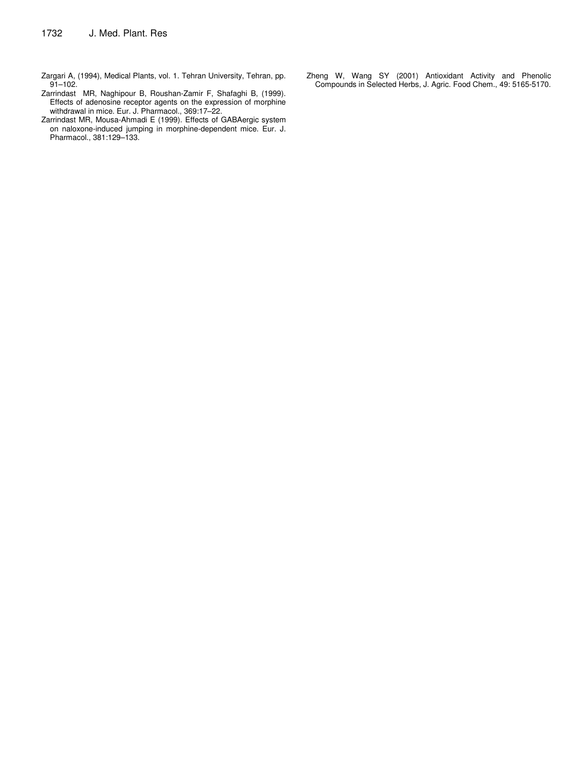Zargari A, (1994), Medical Plants, vol. 1. Tehran University, Tehran, pp. 91–102.

Zarrindast MR, Naghipour B, Roushan-Zamir F, Shafaghi B, (1999). Effects of adenosine receptor agents on the expression of morphine withdrawal in mice. Eur. J. Pharmacol., 369:17–22.

Zarrindast MR, Mousa-Ahmadi E (1999). Effects of GABAergic system on naloxone-induced jumping in morphine-dependent mice. Eur. J. Pharmacol., 381:129–133.

Zheng W, Wang SY (2001) Antioxidant Activity and Phenolic Compounds in Selected Herbs, J. Agric. Food Chem., 49: 5165-5170.